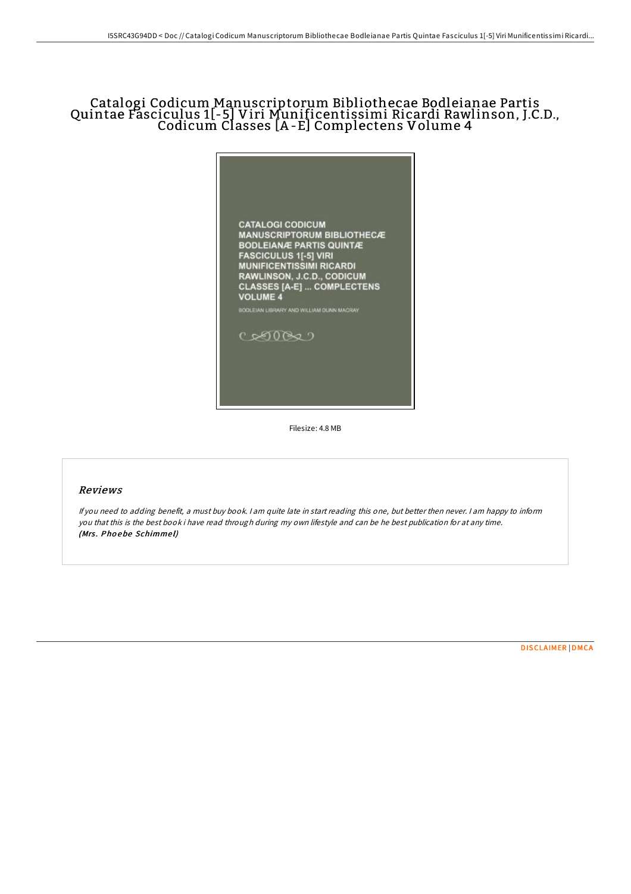# Catalogi Codicum Manuscriptorum Bibliothecae Bodleianae Partis Quintae Fasciculus 1[-5] Viri Munificentissimi Ricardi Rawlinson, J.C.D., Codicum Classes [A-E] Complectens Volume 4

CATALOGI CODICUM MANUSCRIPTORUM BIBLIOTHECÆ BODLEIANÆ PARTIS QUINTÆ FASCICULUS 1[-5] VIRI MUNIFICENTISSIMI RICARDI RAWLINSON, J.C.D., CODICUM CLASSES [A-E] ... COMPLECTENS VOLUME 4

BODLEIAN LIBRARY AND WILLIAM DUNN MACRAY

Filesize: 4.8 MB

## Reviews

*If you need to adding benefit, a must buy book. I am quite late in start reading this one, but better then never. I am happy to inform you that this is the best book i have read through during my own lifestyle and can be he best publication for at any time.*
***(Mrs. Phoebe Schimmel)***

DISCLAIMER | DMCA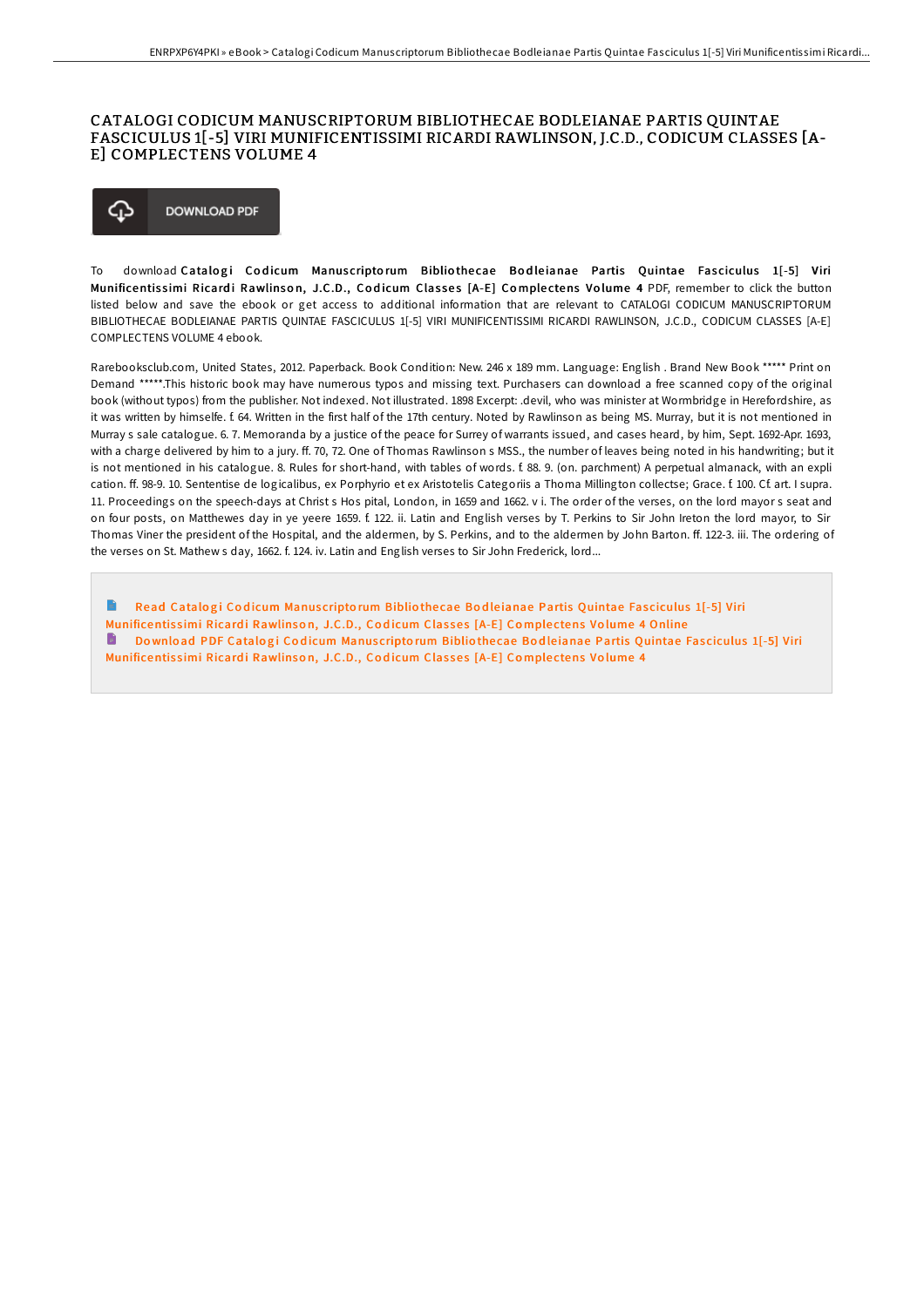# CATALOGI CODICUM MANUSCRIPTORUM BIBLIOTHECAE BODLEIANAE PARTIS QUINTAE FASCICULUS 1[-5] VIRI MUNIFICENTISSIMI RICARDI RAWLINSON, J.C.D., CODICUM CLASSES [A-E] COMPLECTENS VOLUME 4

DOWNLOAD PDF

To download **Catalogi Codicum Manuscriptorum Bibliothecae Bodleianae Partis Quintae Fasciculus 1[-5] Viri Munificentissimi Ricardi Rawlinson, J.C.D., Codicum Classes [A-E] Complectens Volume 4** PDF, remember to click the button listed below and save the ebook or get access to additional information that are relevant to CATALOGI CODICUM MANUSCRIPTORUM BIBLIOTHECAE BODLEIANAE PARTIS QUINTAE FASCICULUS 1[-5] VIRI MUNIFICENTISSIMI RICARDI RAWLINSON, J.C.D., CODICUM CLASSES [A-E] COMPLECTENS VOLUME 4 ebook.

Rarebooksclub.com, United States, 2012. Paperback. Book Condition: New. 246 x 189 mm. Language: English . Brand New Book ***** Print on Demand *****.This historic book may have numerous typos and missing text. Purchasers can download a free scanned copy of the original book (without typos) from the publisher. Not indexed. Not illustrated. 1898 Excerpt: .devil, who was minister at Wormbridge in Herefordshire, as it was written by himselfe. f. 64. Written in the first half of the 17th century. Noted by Rawlinson as being MS. Murray, but it is not mentioned in Murray s sale catalogue. 6. 7. Memoranda by a justice of the peace for Surrey of warrants issued, and cases heard, by him, Sept. 1692-Apr. 1693, with a charge delivered by him to a jury. ff. 70, 72. One of Thomas Rawlinson s MSS., the number of leaves being noted in his handwriting; but it is not mentioned in his catalogue. 8. Rules for short-hand, with tables of words. f. 88. 9. (on. parchment) A perpetual almanack, with an explication. ff. 98-9. 10. Sententiae de logicalibus, ex Porphyrio et ex Aristotelis Categoriis a Thoma Millington collectae; Grace. f. 100. Cf. art. I supra. 11. Proceedings on the speech-days at Christ s Hospital, London, in 1659 and 1662. v i. The order of the verses, on the lord mayor s seat and on four posts, on Matthewes day in ye yeere 1659. f. 122. ii. Latin and English verses by T. Perkins to Sir John Ireton the lord mayor, to Sir Thomas Viner the president of the Hospital, and the aldermen, by S. Perkins, and to the aldermen by John Barton. ff. 122-3. iii. The ordering of the verses on St. Mathew s day, 1662. f. 124. iv. Latin and English verses to Sir John Frederick, lord...

Read Catalogi Codicum Manuscriptorum Bibliothecae Bodleianae Partis Quintae Fasciculus 1[-5] Viri Munificentissimi Ricardi Rawlinson, J.C.D., Codicum Classes [A-E] Complectens Volume 4 Online

Download PDF Catalogi Codicum Manuscriptorum Bibliothecae Bodleianae Partis Quintae Fasciculus 1[-5] Viri Munificentissimi Ricardi Rawlinson, J.C.D., Codicum Classes [A-E] Complectens Volume 4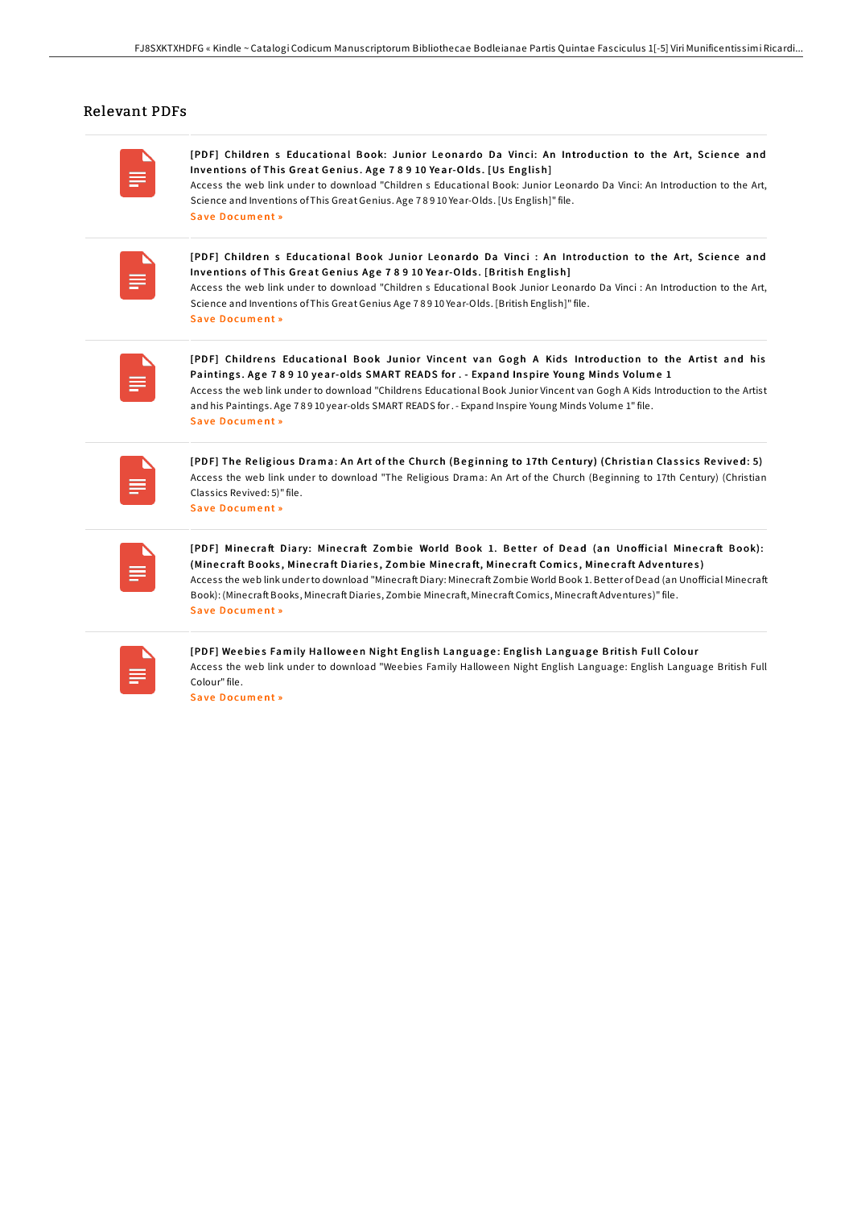## Relevant PDFs

[PDF] Children s Educational Book: Junior Leonardo Da Vinci: An Introduction to the Art, Science and Inventions of This Great Genius. Age 7 8 9 10 Year-Olds. [Us English]

Access the web link under to download "Children s Educational Book: Junior Leonardo Da Vinci: An Introduction to the Art, Science and Inventions of This Great Genius. Age 7 8 9 10 Year-Olds. [Us English]" file.

Save Document »

[PDF] Children s Educational Book Junior Leonardo Da Vinci : An Introduction to the Art, Science and Inventions of This Great Genius Age 7 8 9 10 Year-Olds. [British English]

Access the web link under to download "Children s Educational Book Junior Leonardo Da Vinci : An Introduction to the Art, Science and Inventions of This Great Genius Age 7 8 9 10 Year-Olds. [British English]" file.

Save Document »

[PDF] Childrens Educational Book Junior Vincent van Gogh A Kids Introduction to the Artist and his Paintings. Age 7 8 9 10 year-olds SMART READS for . - Expand Inspire Young Minds Volume 1

Access the web link under to download "Childrens Educational Book Junior Vincent van Gogh A Kids Introduction to the Artist and his Paintings. Age 7 8 9 10 year-olds SMART READS for . - Expand Inspire Young Minds Volume 1" file.

Save Document »

[PDF] The Religious Drama: An Art of the Church (Beginning to 17th Century) (Christian Classics Revived: 5)

Access the web link under to download "The Religious Drama: An Art of the Church (Beginning to 17th Century) (Christian Classics Revived: 5)" file.

Save Document »

[PDF] Minecraft Diary: Minecraft Zombie World Book 1. Better of Dead (an Unofficial Minecraft Book): (Minecraft Books, Minecraft Diaries, Zombie Minecraft, Minecraft Comics, Minecraft Adventures)

Access the web link under to download "Minecraft Diary: Minecraft Zombie World Book 1. Better of Dead (an Unofficial Minecraft Book): (Minecraft Books, Minecraft Diaries, Zombie Minecraft, Minecraft Comics, Minecraft Adventures)" file.

Save Document »

[PDF] Weebies Family Halloween Night English Language: English Language British Full Colour

Access the web link under to download "Weebies Family Halloween Night English Language: English Language British Full Colour" file.

Save Document »